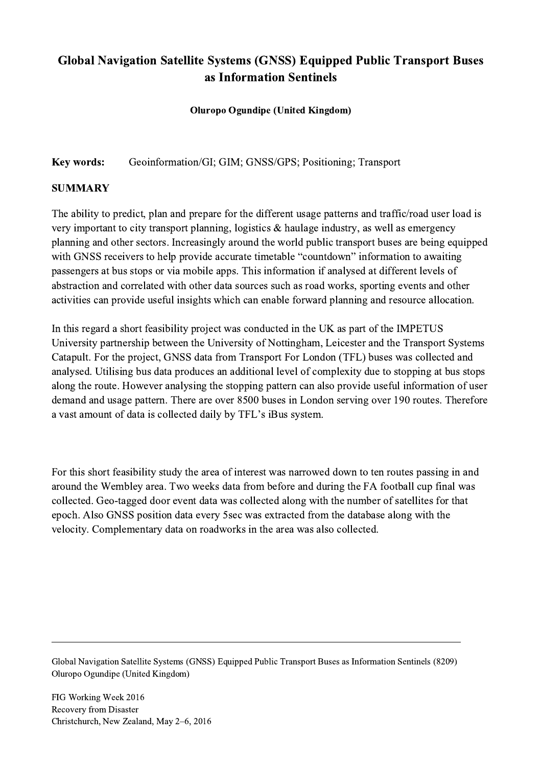# Global Navigation Satellite Systems (GNSS) Equipped Public Transport Buses as Information Sentinels

**Oluropo Ogundipe (United Kingdom)**

**Key words:** Geoinformation/GI; GIM; GNSS/GPS; Positioning; Transport

## SUMMARY

The ability to predict, plan and prepare for the different usage patterns and traffic/road user load is very important to city transport planning, logistics & haulage industry, as well as emergency planning and other sectors. Increasingly around the world public transport buses are being equipped with GNSS receivers to help provide accurate timetable "countdown" information to awaiting passengers at bus stops or via mobile apps. This information if analysed at different levels of abstraction and correlated with other data sources such as road works, sporting events and other activities can provide useful insights which can enable forward planning and resource allocation.

In this regard a short feasibility project was conducted in the UK as part of the IMPETUS University partnership between the University of Nottingham, Leicester and the Transport Systems Catapult. For the project, GNSS data from Transport For London (TFL) buses was collected and analysed. Utilising bus data produces an additional level of complexity due to stopping at bus stops along the route. However analysing the stopping pattern can also provide useful information of user demand and usage pattern. There are over 8500 buses in London serving over 190 routes. Therefore a vast amount of data is collected daily by TFL's iBus system.

For this short feasibility study the area of interest was narrowed down to ten routes passing in and around the Wembley area. Two weeks data from before and during the FA football cup final was collected. Geo-tagged door event data was collected along with the number of satellites for that epoch. Also GNSS position data every 5sec was extracted from the database along with the velocity. Complementary data on roadworks in the area was also collected.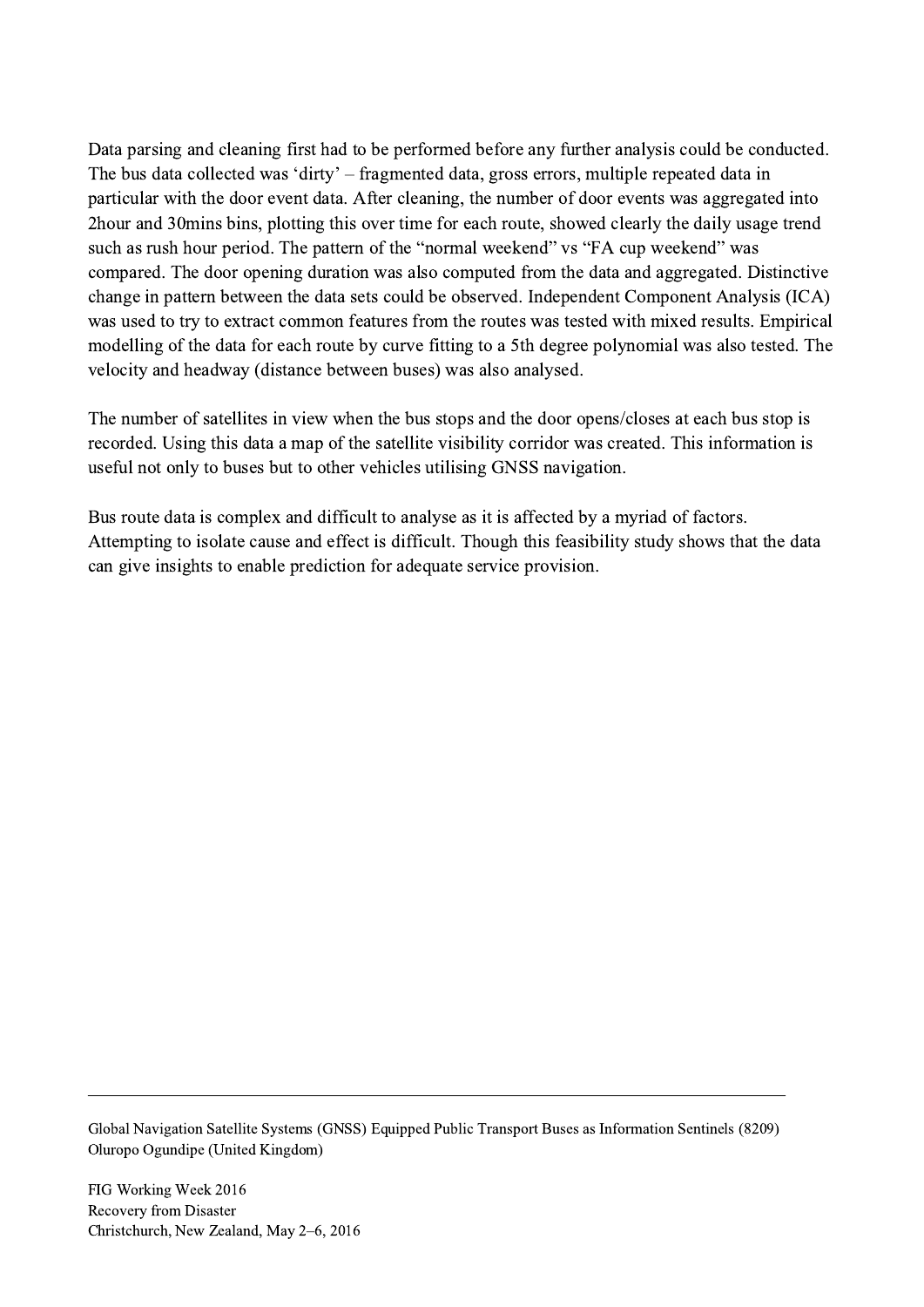Data parsing and cleaning first had to be performed before any further analysis could be conducted. The bus data collected was 'dirty' – fragmented data, gross errors, multiple repeated data in particular with the door event data. After cleaning, the number of door events was aggregated into 2hour and 30mins bins, plotting this over time for each route, showed clearly the daily usage trend such as rush hour period. The pattern of the "normal weekend" vs "FA cup weekend" was compared. The door opening duration was also computed from the data and aggregated. Distinctive change in pattern between the data sets could be observed. Independent Component Analysis (ICA) was used to try to extract common features from the routes was tested with mixed results. Empirical modelling of the data for each route by curve fitting to a 5th degree polynomial was also tested. The velocity and headway (distance between buses) was also analysed.

The number of satellites in view when the bus stops and the door opens/closes at each bus stop is recorded. Using this data a map of the satellite visibility corridor was created. This information is useful not only to buses but to other vehicles utilising GNSS navigation.

Bus route data is complex and difficult to analyse as it is affected by a myriad of factors. Attempting to isolate cause and effect is difficult. Though this feasibility study shows that the data can give insights to enable prediction for adequate service provision.